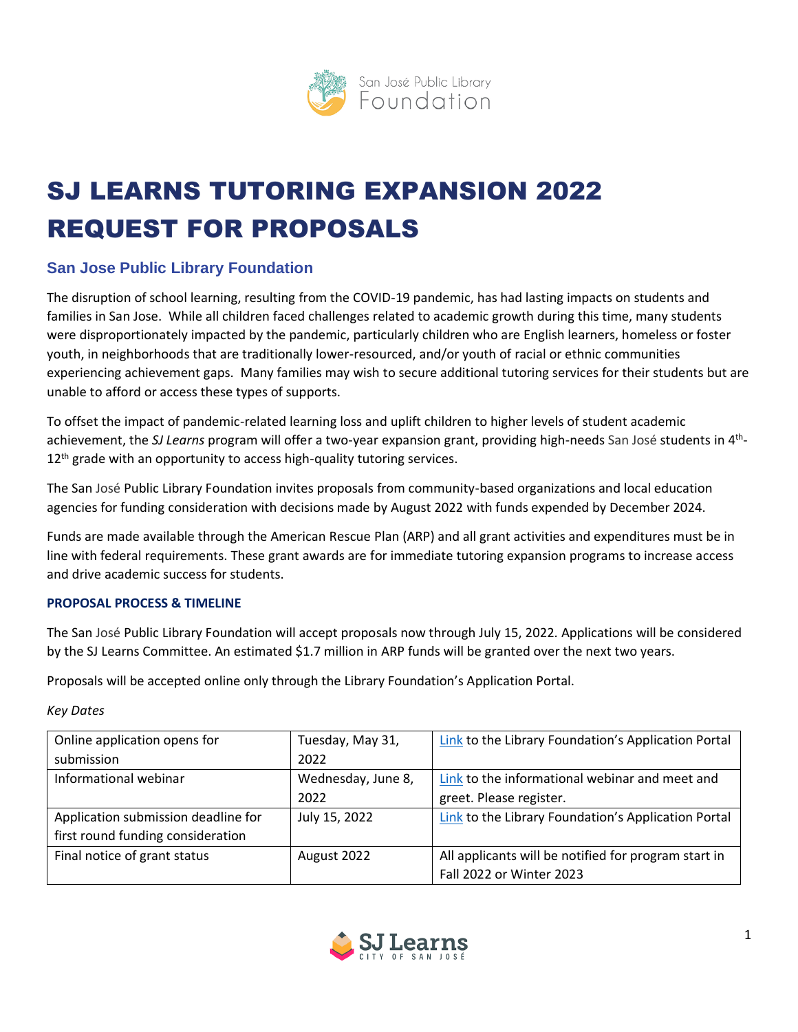# SJ LEARNS TUTORING EXPANSION 2022 REQUEST FOR PROPOSALS

## San Jose Public Library Foundation

The disruption of school learning, resulting from the COVID-19 pandemic, has had lasting impacts on students and families in San Jose. While all children faced challenges related to academic growth during this time, many students were disproportionately impacted by the pandemic, particularly children who are English learners, homeless or foster youth, in neighborhoods that are traditionally lower-resourced, and/or youth of racial or ethnic communities experiencing achievement gaps. Many families may wish to secure additional tutoring services for their students but are unable to afford or access these types of supports.

To offset the impact of pandemic-related learning loss and uplift children to higher levels of student academic achievement, the *SJ Learns* program will offer a two-year expansion grant, providing high-needs San José students in 4th-12th grade with an opportunity to access high-quality tutoring services.

The San José Public Library Foundation invites proposals from community-based organizations and local education agencies for funding consideration with decisions made by August 2022 with funds expended by December 2024.

Funds are made available through the American Rescue Plan (ARP) and all grant activities and expenditures must be in line with federal requirements. These grant awards are for immediate tutoring expansion programs to increase access and drive academic success for students.

### PROPOSAL PROCESS & TIMELINE

The San José Public Library Foundation will accept proposals now through July 15, 2022. Applications will be considered by the SJ Learns Committee. An estimated $1.7 million in ARP funds will be granted over the next two years.

Proposals will be accepted online only through the Library Foundation's Application Portal.

*Key Dates*

| Online application opens for submission | Tuesday, May 31, 2022 | Link to the Library Foundation's Application Portal |
|---|---|---|
| Informational webinar | Wednesday, June 8, 2022 | Link to the informational webinar and meet and greet. Please register. |
| Application submission deadline for first round funding consideration | July 15, 2022 | Link to the Library Foundation's Application Portal |
| Final notice of grant status | August 2022 | All applicants will be notified for program start in Fall 2022 or Winter 2023 |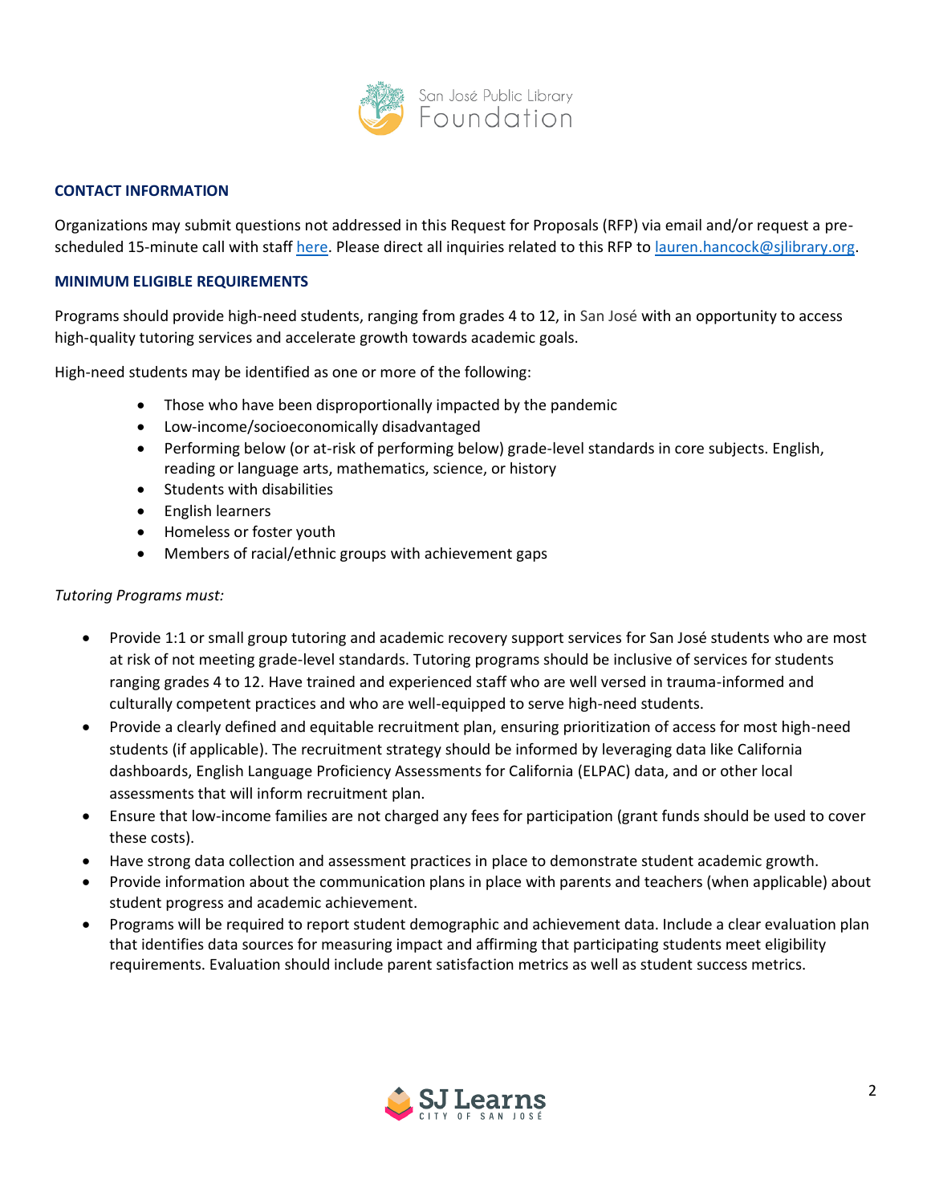### CONTACT INFORMATION

Organizations may submit questions not addressed in this Request for Proposals (RFP) via email and/or request a pre-scheduled 15-minute call with staff [here](). Please direct all inquiries related to this RFP to [lauren.hancock@sjlibrary.org](mailto:lauren.hancock@sjlibrary.org).

### MINIMUM ELIGIBLE REQUIREMENTS

Programs should provide high-need students, ranging from grades 4 to 12, in San José with an opportunity to access high-quality tutoring services and accelerate growth towards academic goals.

High-need students may be identified as one or more of the following:

- Those who have been disproportionally impacted by the pandemic
- Low-income/socioeconomically disadvantaged
- Performing below (or at-risk of performing below) grade-level standards in core subjects. English, reading or language arts, mathematics, science, or history
- Students with disabilities
- English learners
- Homeless or foster youth
- Members of racial/ethnic groups with achievement gaps

*Tutoring Programs must:*

- Provide 1:1 or small group tutoring and academic recovery support services for San José students who are most at risk of not meeting grade-level standards. Tutoring programs should be inclusive of services for students ranging grades 4 to 12. Have trained and experienced staff who are well versed in trauma-informed and culturally competent practices and who are well-equipped to serve high-need students.
- Provide a clearly defined and equitable recruitment plan, ensuring prioritization of access for most high-need students (if applicable). The recruitment strategy should be informed by leveraging data like California dashboards, English Language Proficiency Assessments for California (ELPAC) data, and or other local assessments that will inform recruitment plan.
- Ensure that low-income families are not charged any fees for participation (grant funds should be used to cover these costs).
- Have strong data collection and assessment practices in place to demonstrate student academic growth.
- Provide information about the communication plans in place with parents and teachers (when applicable) about student progress and academic achievement.
- Programs will be required to report student demographic and achievement data. Include a clear evaluation plan that identifies data sources for measuring impact and affirming that participating students meet eligibility requirements. Evaluation should include parent satisfaction metrics as well as student success metrics.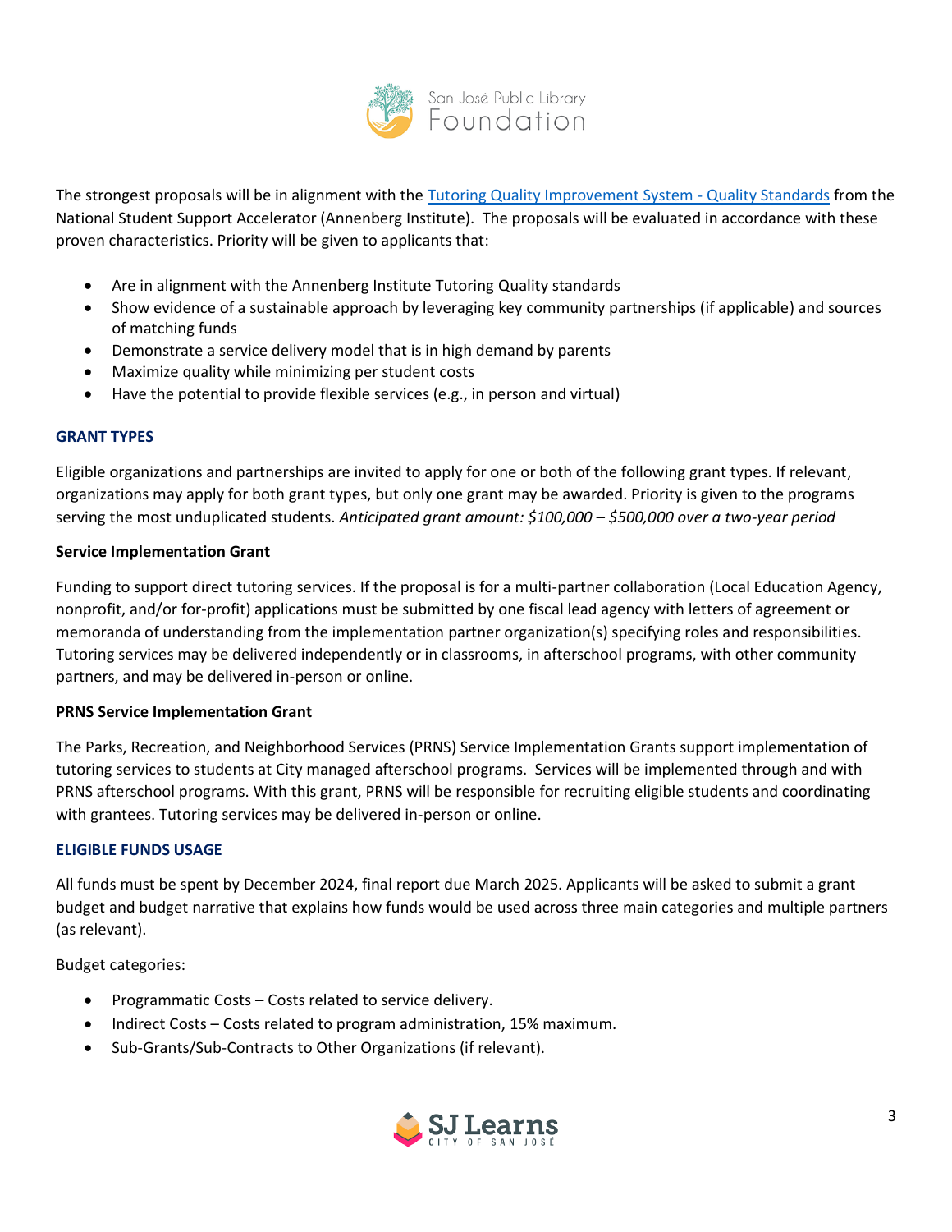The strongest proposals will be in alignment with the [Tutoring Quality Improvement System - Quality Standards]() from the National Student Support Accelerator (Annenberg Institute). The proposals will be evaluated in accordance with these proven characteristics. Priority will be given to applicants that:

- Are in alignment with the Annenberg Institute Tutoring Quality standards
- Show evidence of a sustainable approach by leveraging key community partnerships (if applicable) and sources of matching funds
- Demonstrate a service delivery model that is in high demand by parents
- Maximize quality while minimizing per student costs
- Have the potential to provide flexible services (e.g., in person and virtual)

## GRANT TYPES

Eligible organizations and partnerships are invited to apply for one or both of the following grant types. If relevant, organizations may apply for both grant types, but only one grant may be awarded. Priority is given to the programs serving the most unduplicated students. *Anticipated grant amount: $100,000 – $500,000 over a two-year period*

### Service Implementation Grant

Funding to support direct tutoring services. If the proposal is for a multi-partner collaboration (Local Education Agency, nonprofit, and/or for-profit) applications must be submitted by one fiscal lead agency with letters of agreement or memoranda of understanding from the implementation partner organization(s) specifying roles and responsibilities. Tutoring services may be delivered independently or in classrooms, in afterschool programs, with other community partners, and may be delivered in-person or online.

### PRNS Service Implementation Grant

The Parks, Recreation, and Neighborhood Services (PRNS) Service Implementation Grants support implementation of tutoring services to students at City managed afterschool programs. Services will be implemented through and with PRNS afterschool programs. With this grant, PRNS will be responsible for recruiting eligible students and coordinating with grantees. Tutoring services may be delivered in-person or online.

## ELIGIBLE FUNDS USAGE

All funds must be spent by December 2024, final report due March 2025. Applicants will be asked to submit a grant budget and budget narrative that explains how funds would be used across three main categories and multiple partners (as relevant).

Budget categories:

- Programmatic Costs – Costs related to service delivery.
- Indirect Costs – Costs related to program administration, 15% maximum.
- Sub-Grants/Sub-Contracts to Other Organizations (if relevant).